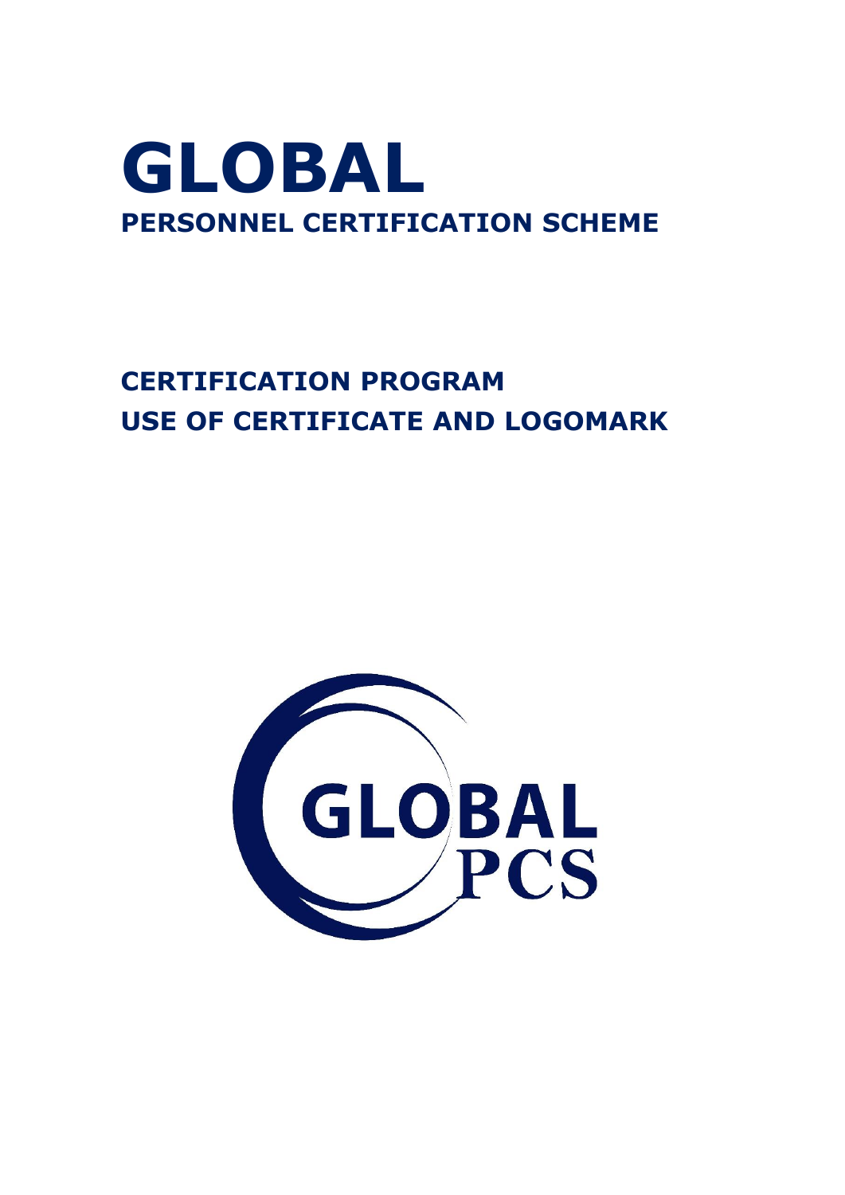# GLOBAL
## PERSONNEL CERTIFICATION SCHEME

## CERTIFICATION PROGRAM
## USE OF CERTIFICATE AND LOGOMARK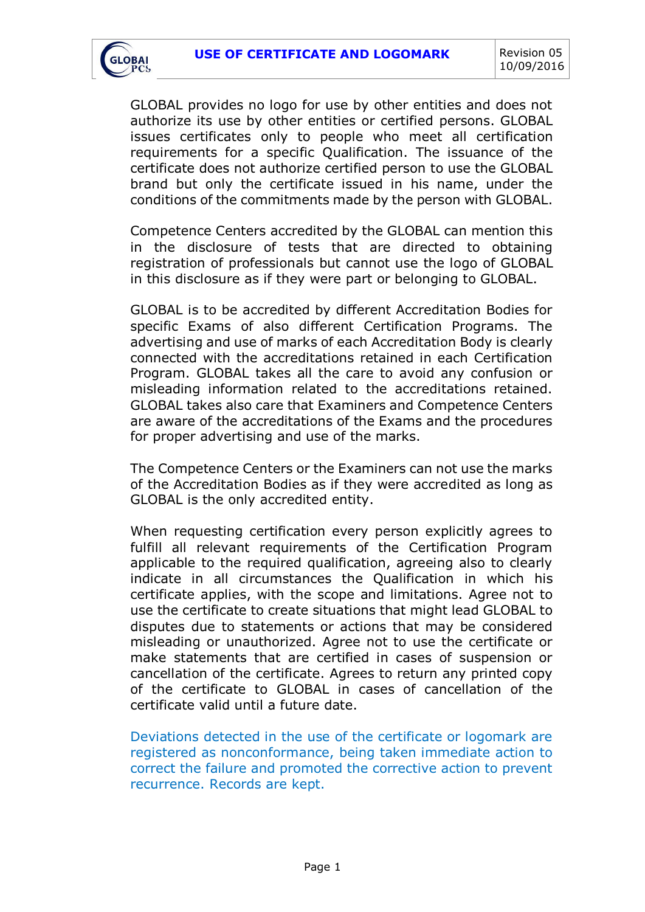GLOBAL provides no logo for use by other entities and does not authorize its use by other entities or certified persons. GLOBAL issues certificates only to people who meet all certification requirements for a specific Qualification. The issuance of the certificate does not authorize certified person to use the GLOBAL brand but only the certificate issued in his name, under the conditions of the commitments made by the person with GLOBAL.

Competence Centers accredited by the GLOBAL can mention this in the disclosure of tests that are directed to obtaining registration of professionals but cannot use the logo of GLOBAL in this disclosure as if they were part or belonging to GLOBAL.

GLOBAL is to be accredited by different Accreditation Bodies for specific Exams of also different Certification Programs. The advertising and use of marks of each Accreditation Body is clearly connected with the accreditations retained in each Certification Program. GLOBAL takes all the care to avoid any confusion or misleading information related to the accreditations retained. GLOBAL takes also care that Examiners and Competence Centers are aware of the accreditations of the Exams and the procedures for proper advertising and use of the marks.

The Competence Centers or the Examiners can not use the marks of the Accreditation Bodies as if they were accredited as long as GLOBAL is the only accredited entity.

When requesting certification every person explicitly agrees to fulfill all relevant requirements of the Certification Program applicable to the required qualification, agreeing also to clearly indicate in all circumstances the Qualification in which his certificate applies, with the scope and limitations. Agree not to use the certificate to create situations that might lead GLOBAL to disputes due to statements or actions that may be considered misleading or unauthorized. Agree not to use the certificate or make statements that are certified in cases of suspension or cancellation of the certificate. Agrees to return any printed copy of the certificate to GLOBAL in cases of cancellation of the certificate valid until a future date.

Deviations detected in the use of the certificate or logomark are registered as nonconformance, being taken immediate action to correct the failure and promoted the corrective action to prevent recurrence. Records are kept.